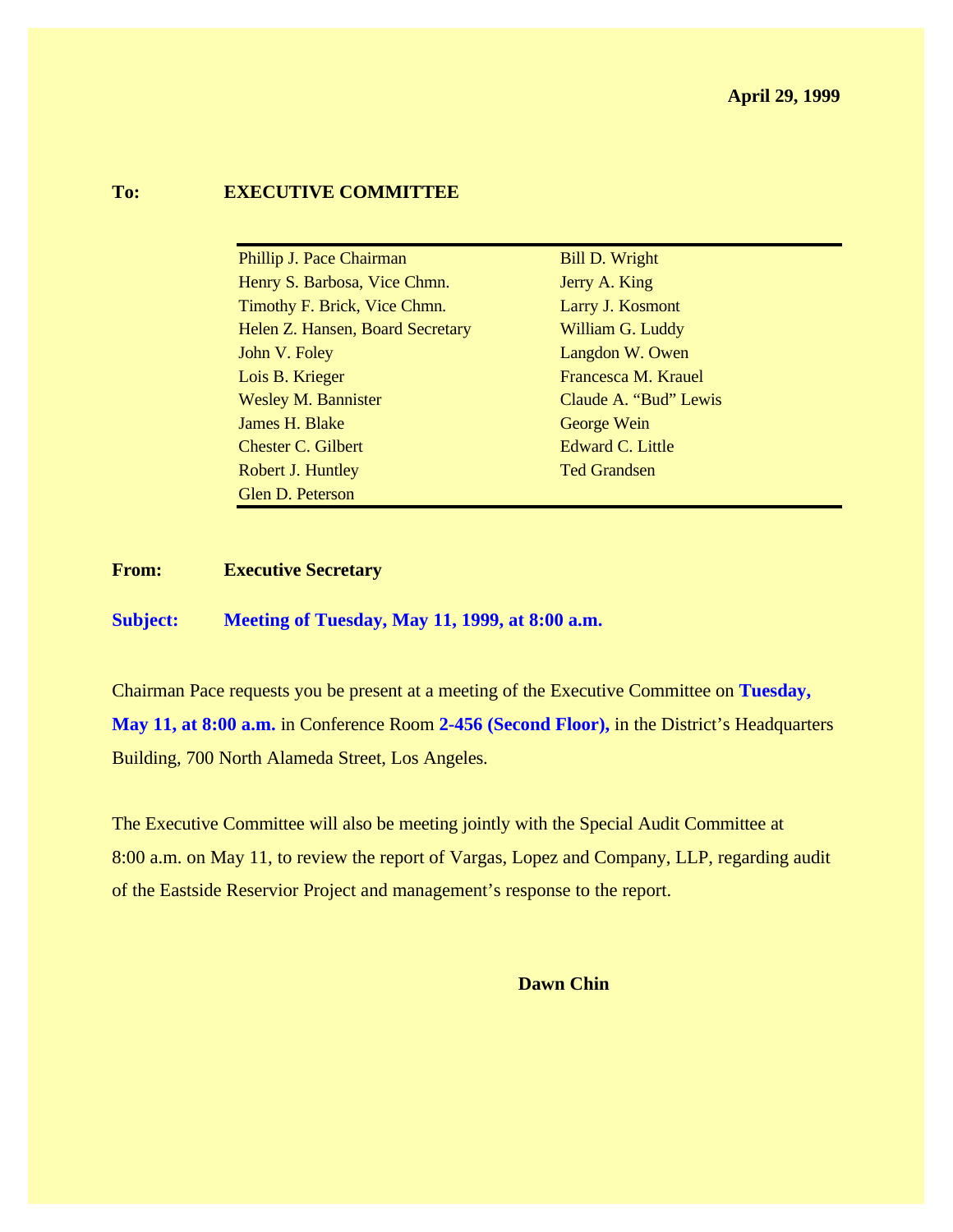**April 29, 1999**

**To:** **EXECUTIVE COMMITTEE**

| | |
|---|---|
| Phillip J. Pace Chairman | Bill D. Wright |
| Henry S. Barbosa, Vice Chmn. | Jerry A. King |
| Timothy F. Brick, Vice Chmn. | Larry J. Kosmont |
| Helen Z. Hansen, Board Secretary | William G. Luddy |
| John V. Foley | Langdon W. Owen |
| Lois B. Krieger | Francesca M. Krauel |
| Wesley M. Bannister | Claude A. "Bud" Lewis |
| James H. Blake | George Wein |
| Chester C. Gilbert | Edward C. Little |
| Robert J. Huntley | Ted Grandsen |
| Glen D. Peterson | |

**From:** **Executive Secretary**

**Subject:** **Meeting of Tuesday, May 11, 1999, at 8:00 a.m.**

Chairman Pace requests you be present at a meeting of the Executive Committee on **Tuesday, May 11, at 8:00 a.m.** in Conference Room **2-456 (Second Floor),** in the District's Headquarters Building, 700 North Alameda Street, Los Angeles.

The Executive Committee will also be meeting jointly with the Special Audit Committee at 8:00 a.m. on May 11, to review the report of Vargas, Lopez and Company, LLP, regarding audit of the Eastside Reservior Project and management's response to the report.

**Dawn Chin**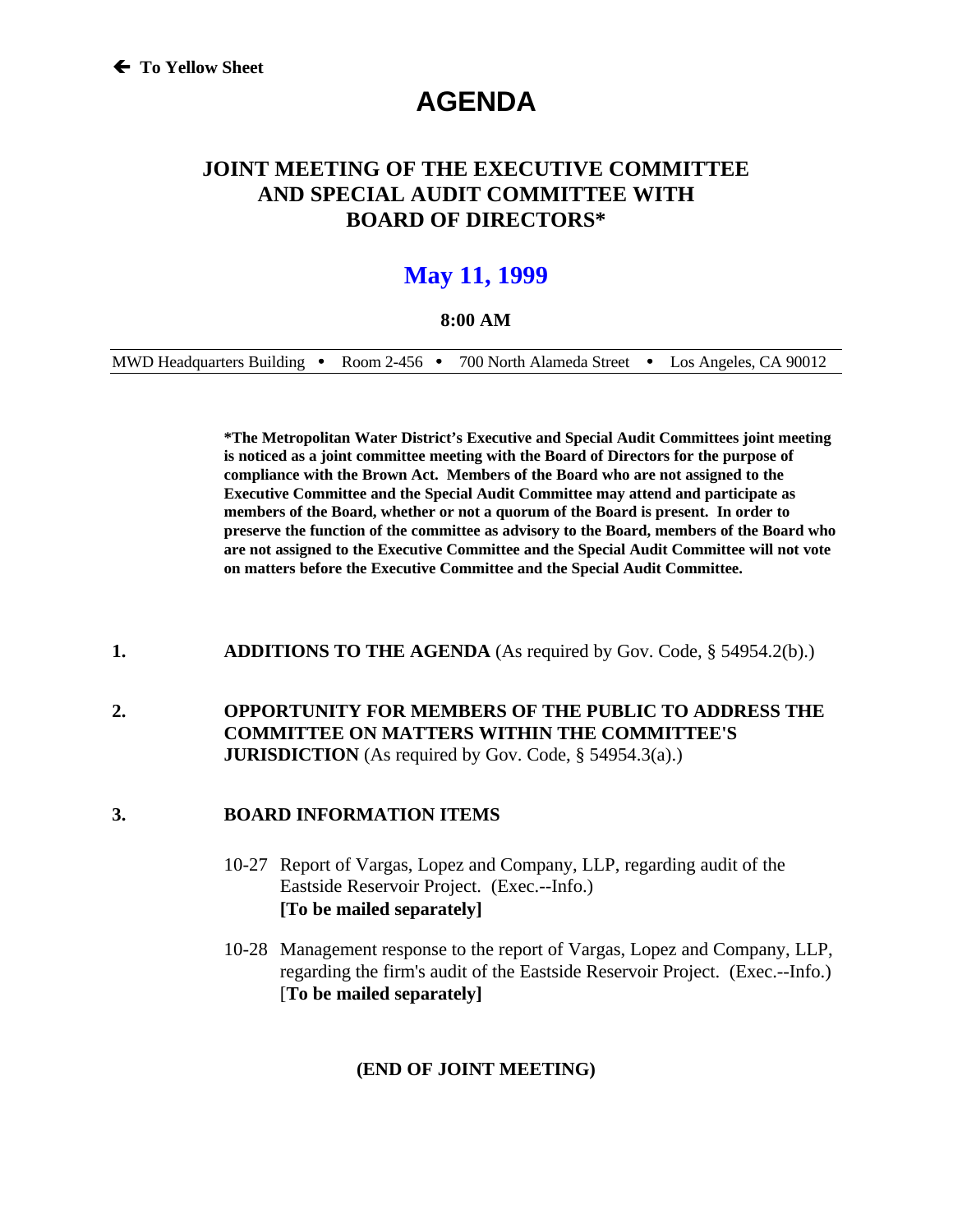← To Yellow Sheet

# AGENDA

## JOINT MEETING OF THE EXECUTIVE COMMITTEE AND SPECIAL AUDIT COMMITTEE WITH BOARD OF DIRECTORS*

## May 11, 1999

**8:00 AM**

MWD Headquarters Building • Room 2-456 • 700 North Alameda Street • Los Angeles, CA 90012

**\*The Metropolitan Water District's Executive and Special Audit Committees joint meeting is noticed as a joint committee meeting with the Board of Directors for the purpose of compliance with the Brown Act. Members of the Board who are not assigned to the Executive Committee and the Special Audit Committee may attend and participate as members of the Board, whether or not a quorum of the Board is present. In order to preserve the function of the committee as advisory to the Board, members of the Board who are not assigned to the Executive Committee and the Special Audit Committee will not vote on matters before the Executive Committee and the Special Audit Committee.**

1. **ADDITIONS TO THE AGENDA** (As required by Gov. Code, § 54954.2(b).)

2. **OPPORTUNITY FOR MEMBERS OF THE PUBLIC TO ADDRESS THE COMMITTEE ON MATTERS WITHIN THE COMMITTEE'S JURISDICTION** (As required by Gov. Code, § 54954.3(a).)

3. **BOARD INFORMATION ITEMS**

   10-27 Report of Vargas, Lopez and Company, LLP, regarding audit of the Eastside Reservoir Project. (Exec.--Info.)
   **[To be mailed separately]**

   10-28 Management response to the report of Vargas, Lopez and Company, LLP, regarding the firm's audit of the Eastside Reservoir Project. (Exec.--Info.)
   [**To be mailed separately]**

**(END OF JOINT MEETING)**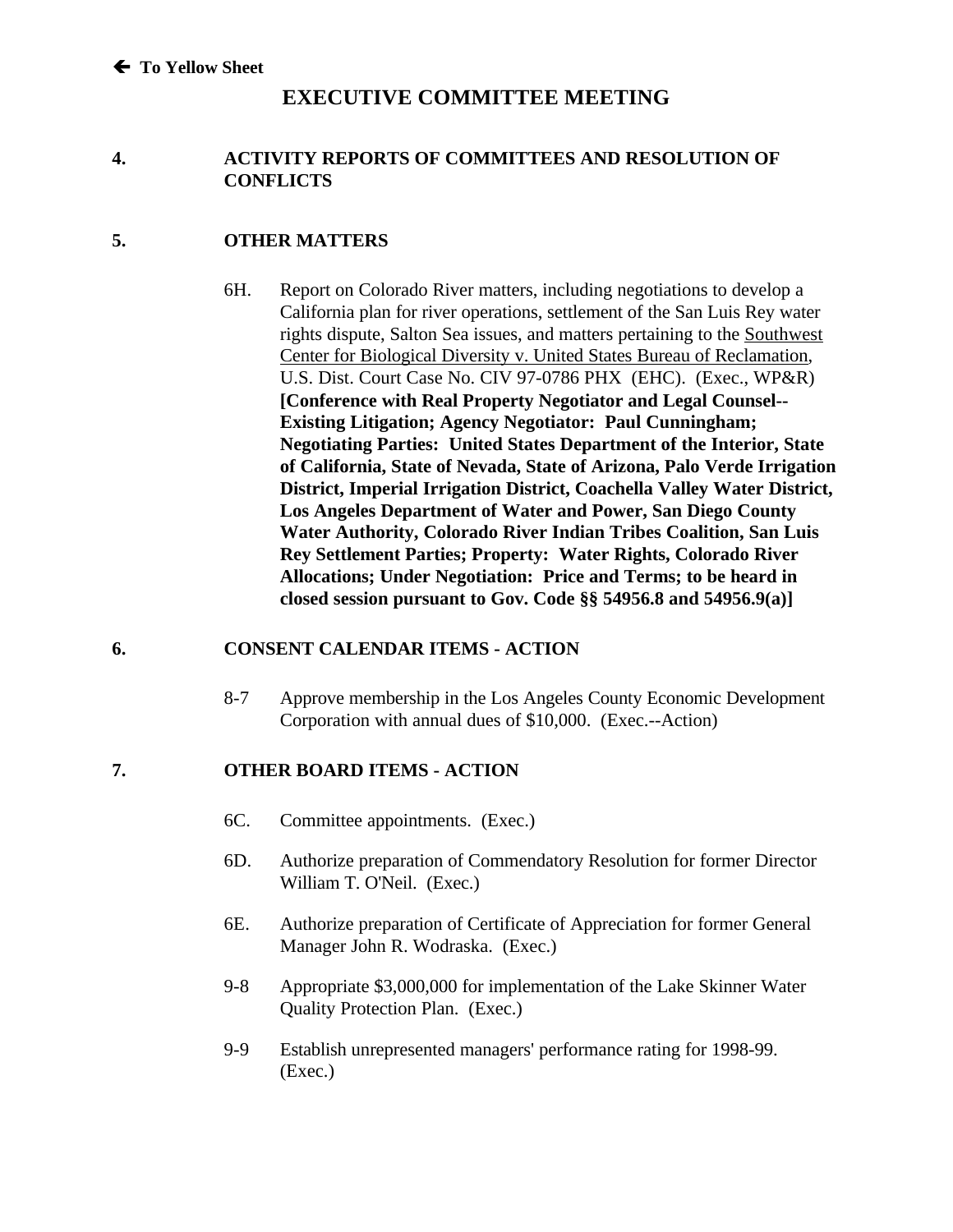🡐 **To Yellow Sheet**

# EXECUTIVE COMMITTEE MEETING

## 4. ACTIVITY REPORTS OF COMMITTEES AND RESOLUTION OF CONFLICTS

## 5. OTHER MATTERS

6H. Report on Colorado River matters, including negotiations to develop a California plan for river operations, settlement of the San Luis Rey water rights dispute, Salton Sea issues, and matters pertaining to the <u>Southwest Center for Biological Diversity v. United States Bureau of Reclamation</u>, U.S. Dist. Court Case No. CIV 97-0786 PHX (EHC). (Exec., WP&R) **[Conference with Real Property Negotiator and Legal Counsel--Existing Litigation; Agency Negotiator: Paul Cunningham; Negotiating Parties: United States Department of the Interior, State of California, State of Nevada, State of Arizona, Palo Verde Irrigation District, Imperial Irrigation District, Coachella Valley Water District, Los Angeles Department of Water and Power, San Diego County Water Authority, Colorado River Indian Tribes Coalition, San Luis Rey Settlement Parties; Property: Water Rights, Colorado River Allocations; Under Negotiation: Price and Terms; to be heard in closed session pursuant to Gov. Code §§ 54956.8 and 54956.9(a)]**

## 6. CONSENT CALENDAR ITEMS - ACTION

8-7 Approve membership in the Los Angeles County Economic Development Corporation with annual dues of $10,000. (Exec.--Action)

## 7. OTHER BOARD ITEMS - ACTION

6C. Committee appointments. (Exec.)

6D. Authorize preparation of Commendatory Resolution for former Director William T. O'Neil. (Exec.)

6E. Authorize preparation of Certificate of Appreciation for former General Manager John R. Wodraska. (Exec.)

9-8 Appropriate $3,000,000 for implementation of the Lake Skinner Water Quality Protection Plan. (Exec.)

9-9 Establish unrepresented managers' performance rating for 1998-99. (Exec.)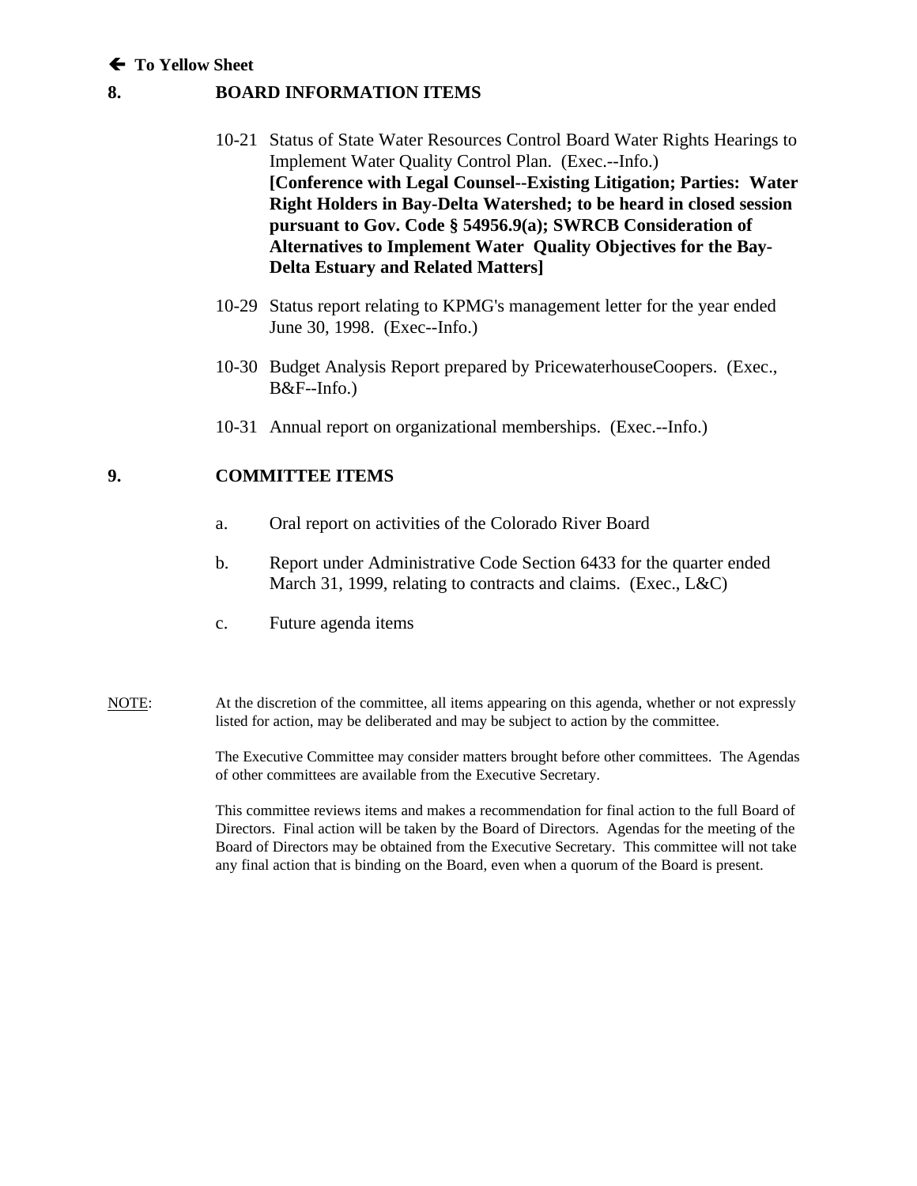🡐 **To Yellow Sheet**

## 8. BOARD INFORMATION ITEMS

10-21 Status of State Water Resources Control Board Water Rights Hearings to Implement Water Quality Control Plan. (Exec.--Info.) **[Conference with Legal Counsel--Existing Litigation; Parties: Water Right Holders in Bay-Delta Watershed; to be heard in closed session pursuant to Gov. Code § 54956.9(a); SWRCB Consideration of Alternatives to Implement Water Quality Objectives for the Bay-Delta Estuary and Related Matters]**

10-29 Status report relating to KPMG's management letter for the year ended June 30, 1998. (Exec--Info.)

10-30 Budget Analysis Report prepared by PricewaterhouseCoopers. (Exec., B&F--Info.)

10-31 Annual report on organizational memberships. (Exec.--Info.)

## 9. COMMITTEE ITEMS

a. Oral report on activities of the Colorado River Board

b. Report under Administrative Code Section 6433 for the quarter ended March 31, 1999, relating to contracts and claims. (Exec., L&C)

c. Future agenda items

NOTE: At the discretion of the committee, all items appearing on this agenda, whether or not expressly listed for action, may be deliberated and may be subject to action by the committee.

The Executive Committee may consider matters brought before other committees. The Agendas of other committees are available from the Executive Secretary.

This committee reviews items and makes a recommendation for final action to the full Board of Directors. Final action will be taken by the Board of Directors. Agendas for the meeting of the Board of Directors may be obtained from the Executive Secretary. This committee will not take any final action that is binding on the Board, even when a quorum of the Board is present.